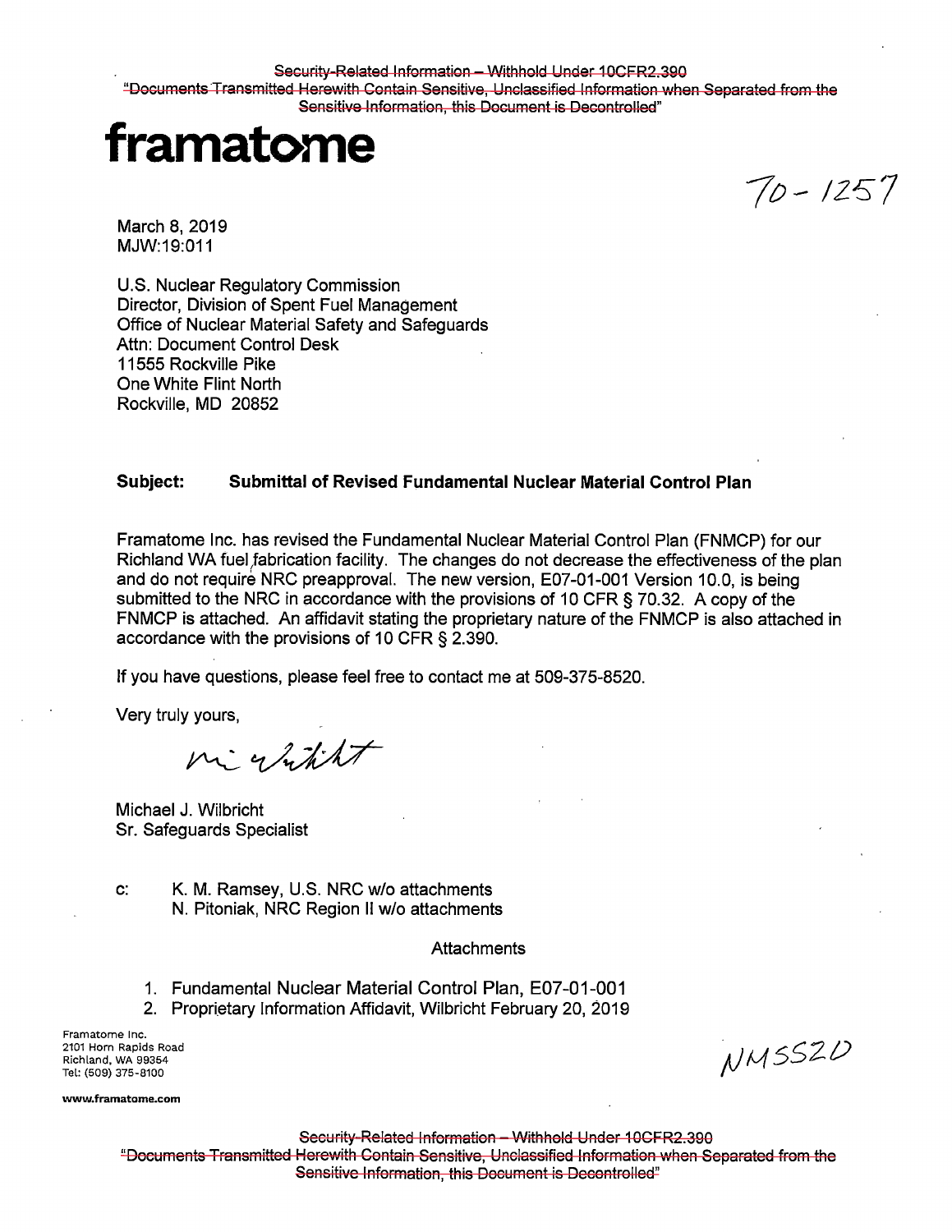Security-Related Information – Withhold Under 10CFR2.390
"Documents Transmitted Herewith Contain Sensitive, Unclassified Information when Separated from the Sensitive Information, this Document is Decontrolled"

# framatome

70 - 1257

March 8, 2019
MJW:19:011

U.S. Nuclear Regulatory Commission
Director, Division of Spent Fuel Management
Office of Nuclear Material Safety and Safeguards
Attn: Document Control Desk
11555 Rockville Pike
One White Flint North
Rockville, MD 20852

**Subject: Submittal of Revised Fundamental Nuclear Material Control Plan**

Framatome Inc. has revised the Fundamental Nuclear Material Control Plan (FNMCP) for our Richland WA fuel fabrication facility. The changes do not decrease the effectiveness of the plan and do not require NRC preapproval. The new version, E07-01-001 Version 10.0, is being submitted to the NRC in accordance with the provisions of 10 CFR § 70.32. A copy of the FNMCP is attached. An affidavit stating the proprietary nature of the FNMCP is also attached in accordance with the provisions of 10 CFR § 2.390.

If you have questions, please feel free to contact me at 509-375-8520.

Very truly yours,

Michael J. Wilbricht
Sr. Safeguards Specialist

c: K. M. Ramsey, U.S. NRC w/o attachments
N. Pitoniak, NRC Region II w/o attachments

Attachments

1. Fundamental Nuclear Material Control Plan, E07-01-001
2. Proprietary Information Affidavit, Wilbricht February 20, 2019

Framatome Inc.
2101 Horn Rapids Road
Richland, WA 99354
Tel: (509) 375-8100

**www.framatome.com**

NMSS20

Security-Related Information – Withhold Under 10CFR2.390
"Documents Transmitted Herewith Contain Sensitive, Unclassified Information when Separated from the Sensitive Information, this Document is Decontrolled"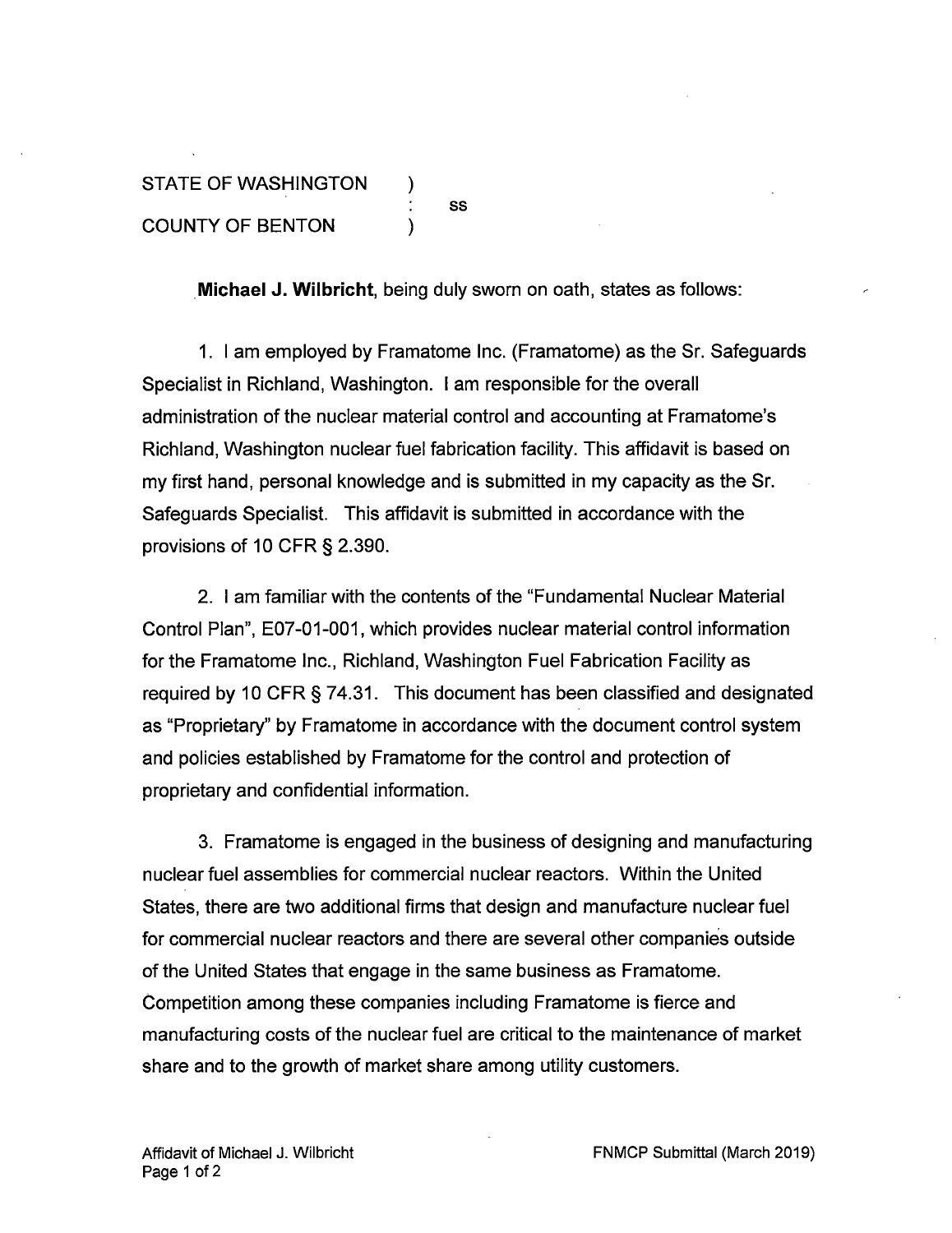STATE OF WASHINGTON )
: ss
COUNTY OF BENTON )

**Michael J. Wilbricht**, being duly sworn on oath, states as follows:

1. I am employed by Framatome Inc. (Framatome) as the Sr. Safeguards Specialist in Richland, Washington. I am responsible for the overall administration of the nuclear material control and accounting at Framatome's Richland, Washington nuclear fuel fabrication facility. This affidavit is based on my first hand, personal knowledge and is submitted in my capacity as the Sr. Safeguards Specialist. This affidavit is submitted in accordance with the provisions of 10 CFR § 2.390.

2. I am familiar with the contents of the "Fundamental Nuclear Material Control Plan", E07-01-001, which provides nuclear material control information for the Framatome Inc., Richland, Washington Fuel Fabrication Facility as required by 10 CFR § 74.31. This document has been classified and designated as "Proprietary" by Framatome in accordance with the document control system and policies established by Framatome for the control and protection of proprietary and confidential information.

3. Framatome is engaged in the business of designing and manufacturing nuclear fuel assemblies for commercial nuclear reactors. Within the United States, there are two additional firms that design and manufacture nuclear fuel for commercial nuclear reactors and there are several other companies outside of the United States that engage in the same business as Framatome. Competition among these companies including Framatome is fierce and manufacturing costs of the nuclear fuel are critical to the maintenance of market share and to the growth of market share among utility customers.

Affidavit of Michael J. Wilbricht
FNMCP Submittal (March 2019)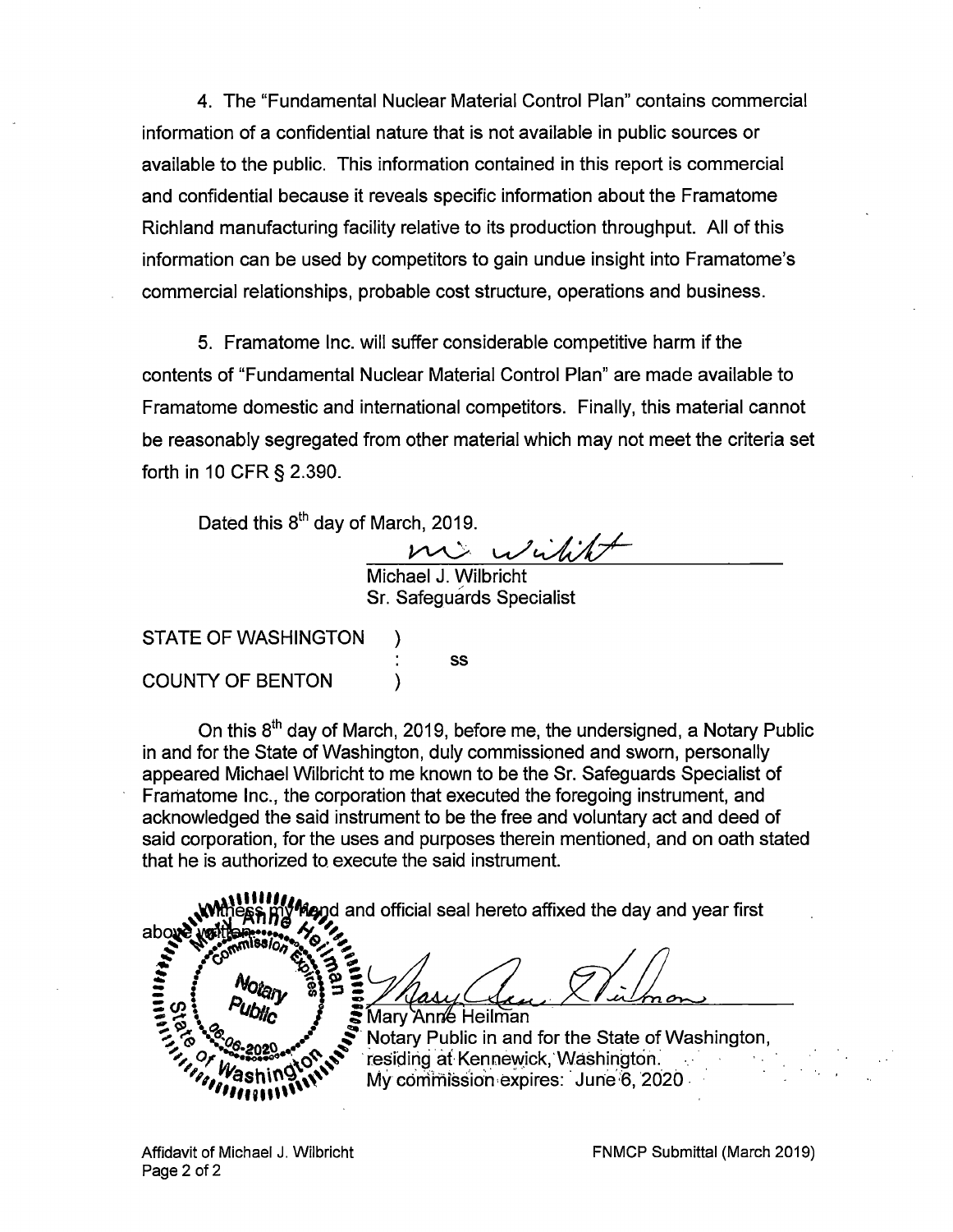4. The "Fundamental Nuclear Material Control Plan" contains commercial information of a confidential nature that is not available in public sources or available to the public. This information contained in this report is commercial and confidential because it reveals specific information about the Framatome Richland manufacturing facility relative to its production throughput. All of this information can be used by competitors to gain undue insight into Framatome's commercial relationships, probable cost structure, operations and business.

5. Framatome Inc. will suffer considerable competitive harm if the contents of "Fundamental Nuclear Material Control Plan" are made available to Framatome domestic and international competitors. Finally, this material cannot be reasonably segregated from other material which may not meet the criteria set forth in 10 CFR § 2.390.

Dated this 8th day of March, 2019.

Michael J. Wilbricht
Sr. Safeguards Specialist

STATE OF WASHINGTON )
: ss
COUNTY OF BENTON )

On this 8th day of March, 2019, before me, the undersigned, a Notary Public in and for the State of Washington, duly commissioned and sworn, personally appeared Michael Wilbricht to me known to be the Sr. Safeguards Specialist of Framatome Inc., the corporation that executed the foregoing instrument, and acknowledged the said instrument to be the free and voluntary act and deed of said corporation, for the uses and purposes therein mentioned, and on oath stated that he is authorized to execute the said instrument.

Witness my hand and official seal hereto affixed the day and year first above written.

Mary Anne Heilman
Notary Public in and for the State of Washington,
residing at Kennewick, Washington.
My commission expires: June 6, 2020

Affidavit of Michael J. Wilbricht
Page 2 of 2

FNMCP Submittal (March 2019)